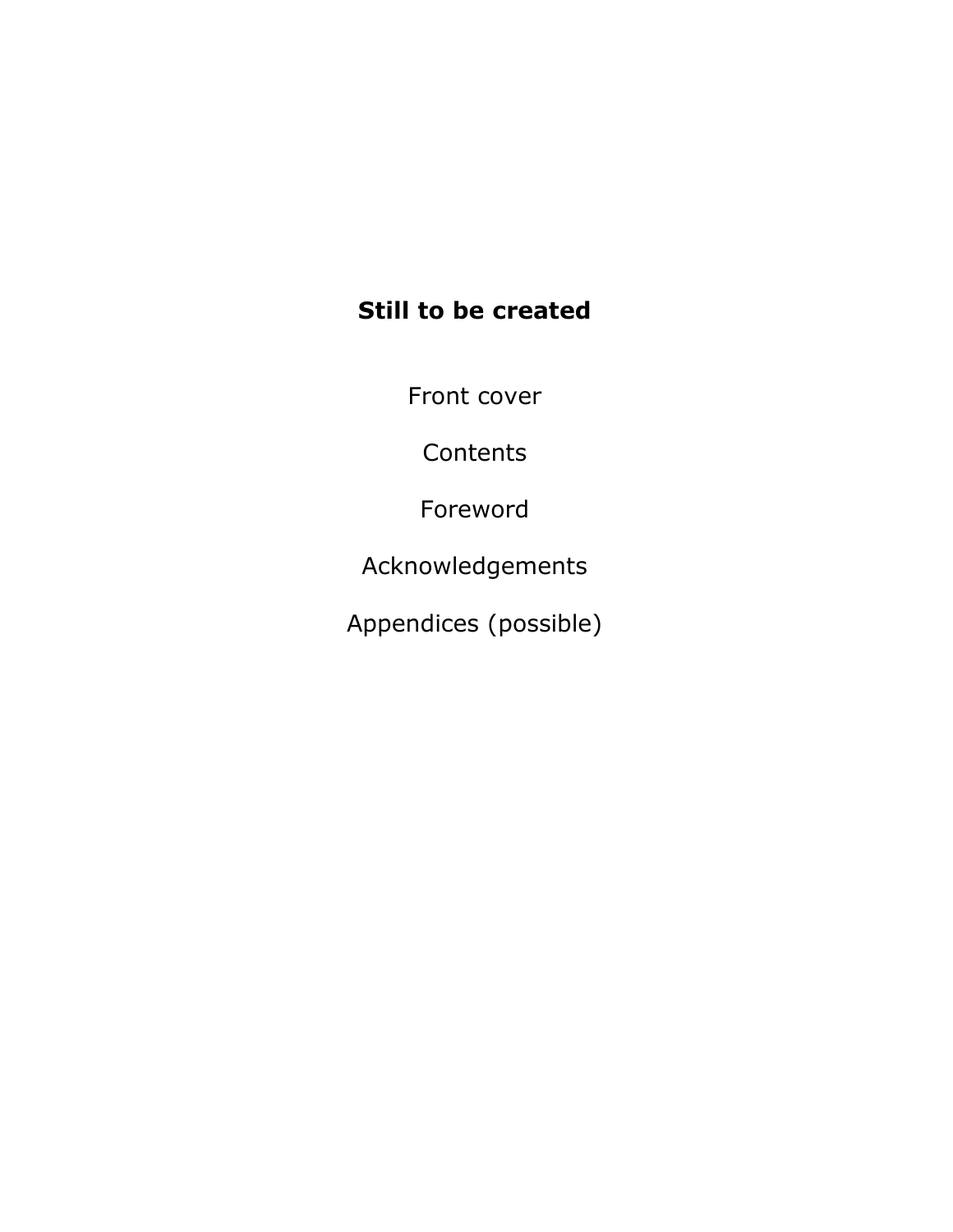**Still to be created**

Front cover

Contents

Foreword

Acknowledgements

Appendices (possible)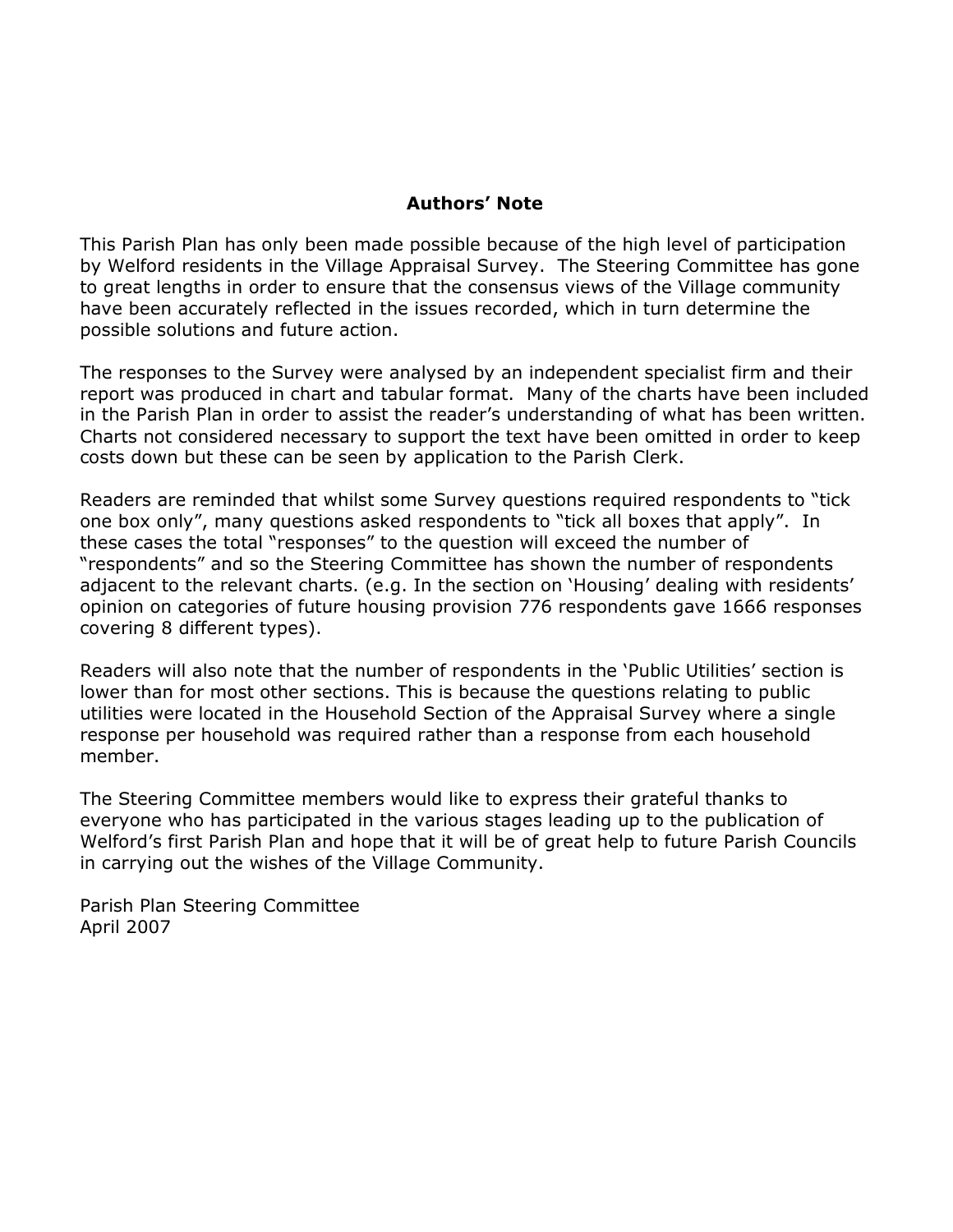## Authors' Note

This Parish Plan has only been made possible because of the high level of participation by Welford residents in the Village Appraisal Survey. The Steering Committee has gone to great lengths in order to ensure that the consensus views of the Village community have been accurately reflected in the issues recorded, which in turn determine the possible solutions and future action.

The responses to the Survey were analysed by an independent specialist firm and their report was produced in chart and tabular format. Many of the charts have been included in the Parish Plan in order to assist the reader's understanding of what has been written. Charts not considered necessary to support the text have been omitted in order to keep costs down but these can be seen by application to the Parish Clerk.

Readers are reminded that whilst some Survey questions required respondents to "tick one box only", many questions asked respondents to "tick all boxes that apply". In these cases the total "responses" to the question will exceed the number of "respondents" and so the Steering Committee has shown the number of respondents adjacent to the relevant charts. (e.g. In the section on 'Housing' dealing with residents' opinion on categories of future housing provision 776 respondents gave 1666 responses covering 8 different types).

Readers will also note that the number of respondents in the 'Public Utilities' section is lower than for most other sections. This is because the questions relating to public utilities were located in the Household Section of the Appraisal Survey where a single response per household was required rather than a response from each household member.

The Steering Committee members would like to express their grateful thanks to everyone who has participated in the various stages leading up to the publication of Welford's first Parish Plan and hope that it will be of great help to future Parish Councils in carrying out the wishes of the Village Community.

Parish Plan Steering Committee
April 2007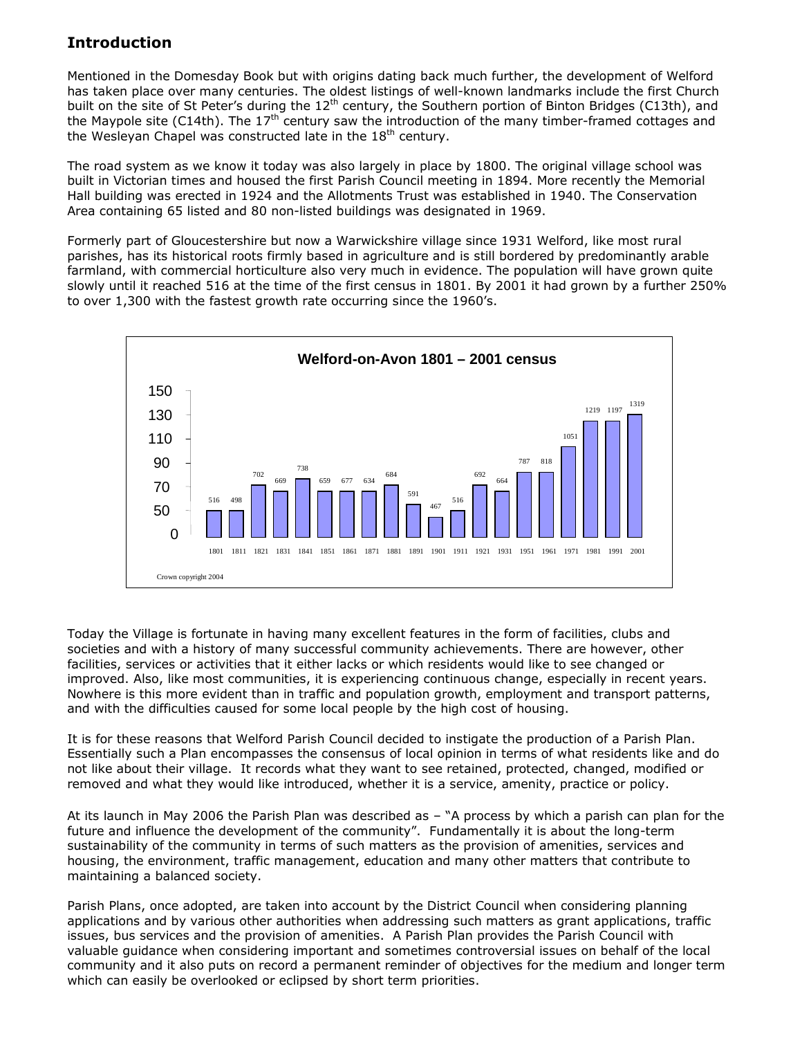## Introduction

Mentioned in the Domesday Book but with origins dating back much further, the development of Welford has taken place over many centuries. The oldest listings of well-known landmarks include the first Church built on the site of St Peter's during the 12th century, the Southern portion of Binton Bridges (C13th), and the Maypole site (C14th). The 17th century saw the introduction of the many timber-framed cottages and the Wesleyan Chapel was constructed late in the 18th century.

The road system as we know it today was also largely in place by 1800. The original village school was built in Victorian times and housed the first Parish Council meeting in 1894. More recently the Memorial Hall building was erected in 1924 and the Allotments Trust was established in 1940. The Conservation Area containing 65 listed and 80 non-listed buildings was designated in 1969.

Formerly part of Gloucestershire but now a Warwickshire village since 1931 Welford, like most rural parishes, has its historical roots firmly based in agriculture and is still bordered by predominantly arable farmland, with commercial horticulture also very much in evidence. The population will have grown quite slowly until it reached 516 at the time of the first census in 1801. By 2001 it had grown by a further 250% to over 1,300 with the fastest growth rate occurring since the 1960's.

**Welford-on-Avon 1801 – 2001 census**

| Year | 1801 | 1811 | 1821 | 1831 | 1841 | 1851 | 1861 | 1871 | 1881 | 1891 | 1901 | 1911 | 1921 | 1931 | 1951 | 1961 | 1971 | 1981 | 1991 | 2001 |
|---|---|---|---|---|---|---|---|---|---|---|---|---|---|---|---|---|---|---|---|---|
| Population | 516 | 498 | 702 | 669 | 738 | 659 | 677 | 634 | 684 | 591 | 467 | 516 | 692 | 664 | 787 | 818 | 1051 | 1219 | 1197 | 1319 |

Crown copyright 2004

Today the Village is fortunate in having many excellent features in the form of facilities, clubs and societies and with a history of many successful community achievements. There are however, other facilities, services or activities that it either lacks or which residents would like to see changed or improved. Also, like most communities, it is experiencing continuous change, especially in recent years. Nowhere is this more evident than in traffic and population growth, employment and transport patterns, and with the difficulties caused for some local people by the high cost of housing.

It is for these reasons that Welford Parish Council decided to instigate the production of a Parish Plan. Essentially such a Plan encompasses the consensus of local opinion in terms of what residents like and do not like about their village. It records what they want to see retained, protected, changed, modified or removed and what they would like introduced, whether it is a service, amenity, practice or policy.

At its launch in May 2006 the Parish Plan was described as – "A process by which a parish can plan for the future and influence the development of the community". Fundamentally it is about the long-term sustainability of the community in terms of such matters as the provision of amenities, services and housing, the environment, traffic management, education and many other matters that contribute to maintaining a balanced society.

Parish Plans, once adopted, are taken into account by the District Council when considering planning applications and by various other authorities when addressing such matters as grant applications, traffic issues, bus services and the provision of amenities. A Parish Plan provides the Parish Council with valuable guidance when considering important and sometimes controversial issues on behalf of the local community and it also puts on record a permanent reminder of objectives for the medium and longer term which can easily be overlooked or eclipsed by short term priorities.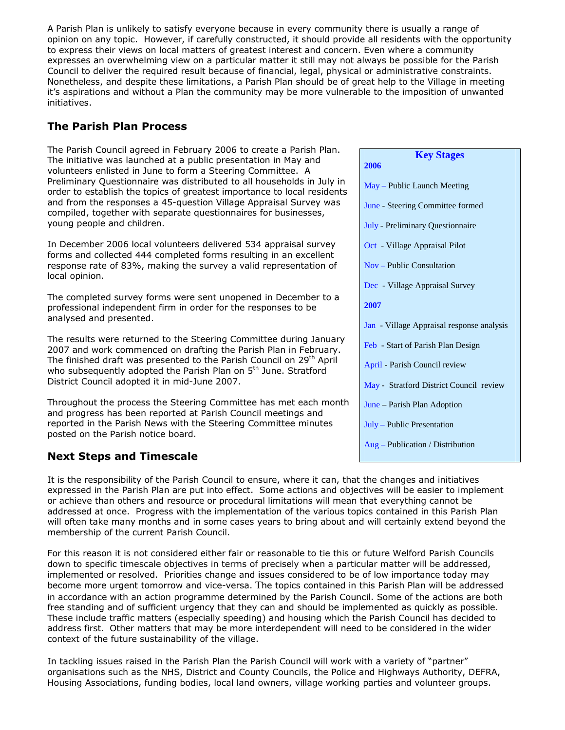A Parish Plan is unlikely to satisfy everyone because in every community there is usually a range of opinion on any topic. However, if carefully constructed, it should provide all residents with the opportunity to express their views on local matters of greatest interest and concern. Even where a community expresses an overwhelming view on a particular matter it still may not always be possible for the Parish Council to deliver the required result because of financial, legal, physical or administrative constraints. Nonetheless, and despite these limitations, a Parish Plan should be of great help to the Village in meeting it's aspirations and without a Plan the community may be more vulnerable to the imposition of unwanted initiatives.

## The Parish Plan Process

The Parish Council agreed in February 2006 to create a Parish Plan. The initiative was launched at a public presentation in May and volunteers enlisted in June to form a Steering Committee. A Preliminary Questionnaire was distributed to all households in July in order to establish the topics of greatest importance to local residents and from the responses a 45-question Village Appraisal Survey was compiled, together with separate questionnaires for businesses, young people and children.

In December 2006 local volunteers delivered 534 appraisal survey forms and collected 444 completed forms resulting in an excellent response rate of 83%, making the survey a valid representation of local opinion.

The completed survey forms were sent unopened in December to a professional independent firm in order for the responses to be analysed and presented.

The results were returned to the Steering Committee during January 2007 and work commenced on drafting the Parish Plan in February. The finished draft was presented to the Parish Council on 29th April who subsequently adopted the Parish Plan on 5th June. Stratford District Council adopted it in mid-June 2007.

Throughout the process the Steering Committee has met each month and progress has been reported at Parish Council meetings and reported in the Parish News with the Steering Committee minutes posted on the Parish notice board.

**Key Stages**

**2006**

May – Public Launch Meeting

June - Steering Committee formed

July - Preliminary Questionnaire

Oct - Village Appraisal Pilot

Nov – Public Consultation

Dec - Village Appraisal Survey

**2007**

Jan - Village Appraisal response analysis

Feb - Start of Parish Plan Design

April - Parish Council review

May - Stratford District Council review

June – Parish Plan Adoption

July – Public Presentation

Aug – Publication / Distribution

## Next Steps and Timescale

It is the responsibility of the Parish Council to ensure, where it can, that the changes and initiatives expressed in the Parish Plan are put into effect. Some actions and objectives will be easier to implement or achieve than others and resource or procedural limitations will mean that everything cannot be addressed at once. Progress with the implementation of the various topics contained in this Parish Plan will often take many months and in some cases years to bring about and will certainly extend beyond the membership of the current Parish Council.

For this reason it is not considered either fair or reasonable to tie this or future Welford Parish Councils down to specific timescale objectives in terms of precisely when a particular matter will be addressed, implemented or resolved. Priorities change and issues considered to be of low importance today may become more urgent tomorrow and vice-versa. The topics contained in this Parish Plan will be addressed in accordance with an action programme determined by the Parish Council. Some of the actions are both free standing and of sufficient urgency that they can and should be implemented as quickly as possible. These include traffic matters (especially speeding) and housing which the Parish Council has decided to address first. Other matters that may be more interdependent will need to be considered in the wider context of the future sustainability of the village.

In tackling issues raised in the Parish Plan the Parish Council will work with a variety of "partner" organisations such as the NHS, District and County Councils, the Police and Highways Authority, DEFRA, Housing Associations, funding bodies, local land owners, village working parties and volunteer groups.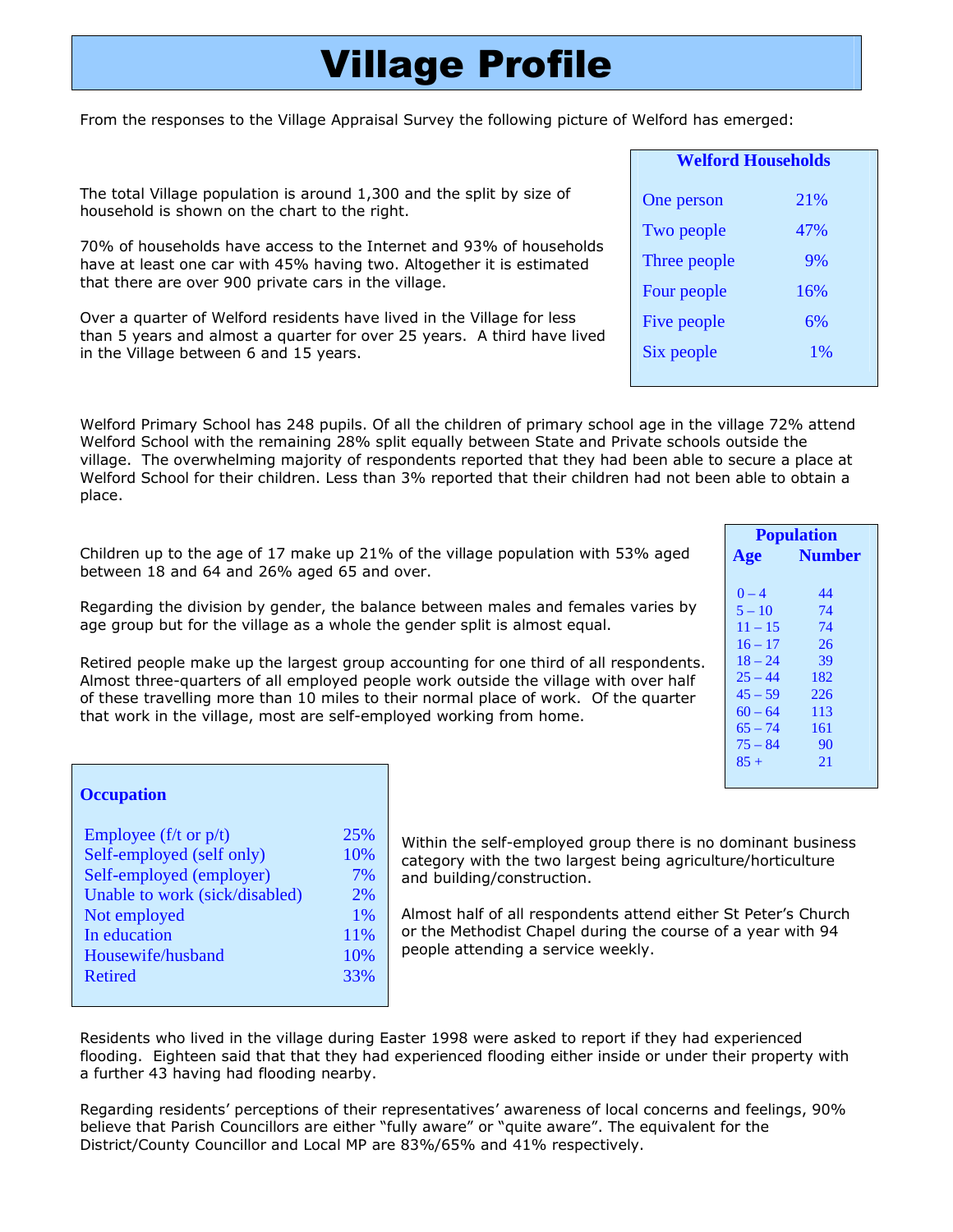# Village Profile

From the responses to the Village Appraisal Survey the following picture of Welford has emerged:

The total Village population is around 1,300 and the split by size of household is shown on the chart to the right.

70% of households have access to the Internet and 93% of households have at least one car with 45% having two. Altogether it is estimated that there are over 900 private cars in the village.

Over a quarter of Welford residents have lived in the Village for less than 5 years and almost a quarter for over 25 years. A third have lived in the Village between 6 and 15 years.

**Welford Households**

| Household size | % |
|---|---|
| One person | 21% |
| Two people | 47% |
| Three people | 9% |
| Four people | 16% |
| Five people | 6% |
| Six people | 1% |

Welford Primary School has 248 pupils. Of all the children of primary school age in the village 72% attend Welford School with the remaining 28% split equally between State and Private schools outside the village. The overwhelming majority of respondents reported that they had been able to secure a place at Welford School for their children. Less than 3% reported that their children had not been able to obtain a place.

Children up to the age of 17 make up 21% of the village population with 53% aged between 18 and 64 and 26% aged 65 and over.

Regarding the division by gender, the balance between males and females varies by age group but for the village as a whole the gender split is almost equal.

Retired people make up the largest group accounting for one third of all respondents. Almost three-quarters of all employed people work outside the village with over half of these travelling more than 10 miles to their normal place of work. Of the quarter that work in the village, most are self-employed working from home.

**Population**

| Age | Number |
|---|---|
| 0 – 4 | 44 |
| 5 – 10 | 74 |
| 11 – 15 | 74 |
| 16 – 17 | 26 |
| 18 – 24 | 39 |
| 25 – 44 | 182 |
| 45 – 59 | 226 |
| 60 – 64 | 113 |
| 65 – 74 | 161 |
| 75 – 84 | 90 |
| 85 + | 21 |

**Occupation**

| Occupation | % |
|---|---|
| Employee (f/t or p/t) | 25% |
| Self-employed (self only) | 10% |
| Self-employed (employer) | 7% |
| Unable to work (sick/disabled) | 2% |
| Not employed | 1% |
| In education | 11% |
| Housewife/husband | 10% |
| Retired | 33% |

Within the self-employed group there is no dominant business category with the two largest being agriculture/horticulture and building/construction.

Almost half of all respondents attend either St Peter's Church or the Methodist Chapel during the course of a year with 94 people attending a service weekly.

Residents who lived in the village during Easter 1998 were asked to report if they had experienced flooding. Eighteen said that that they had experienced flooding either inside or under their property with a further 43 having had flooding nearby.

Regarding residents' perceptions of their representatives' awareness of local concerns and feelings, 90% believe that Parish Councillors are either "fully aware" or "quite aware". The equivalent for the District/County Councillor and Local MP are 83%/65% and 41% respectively.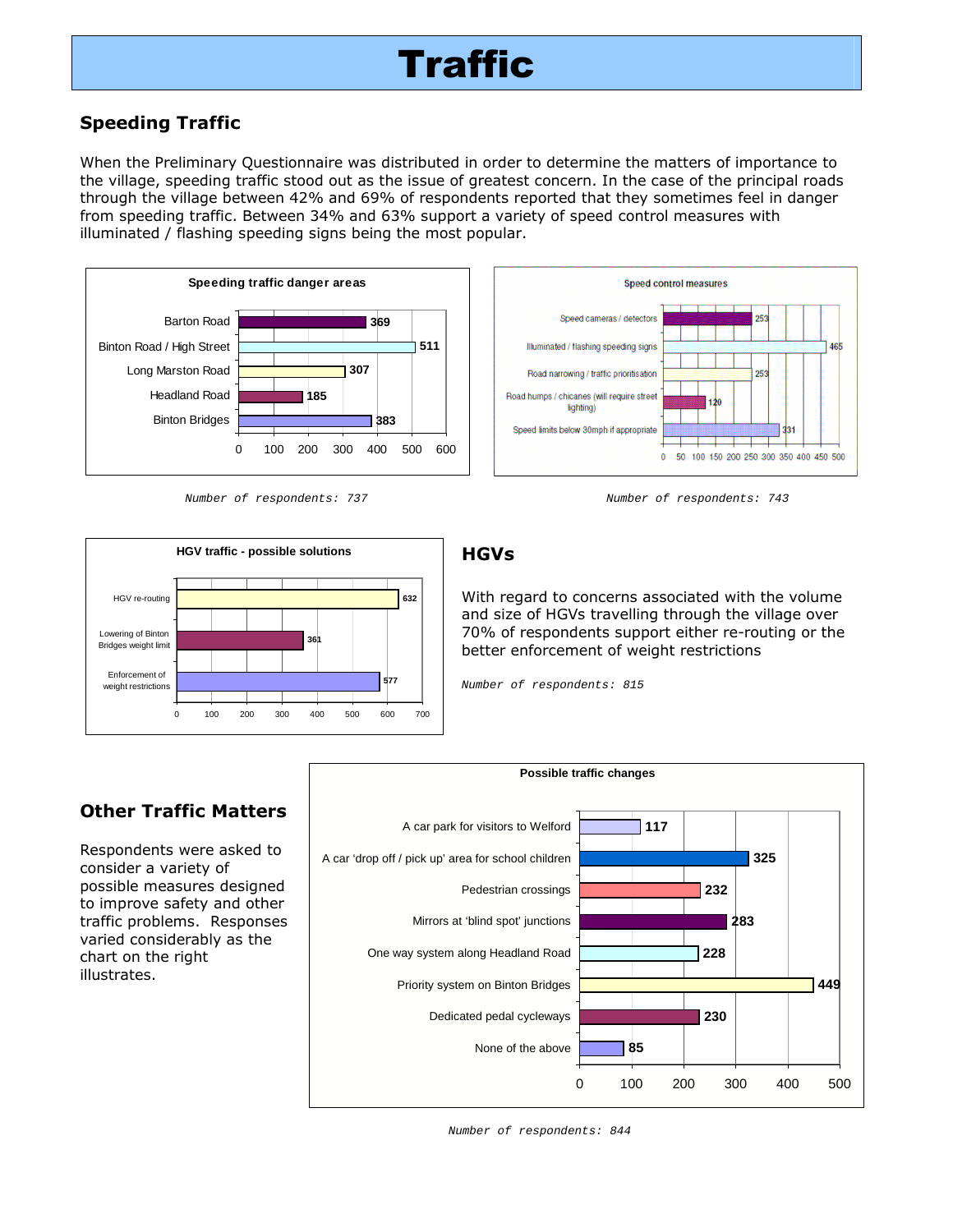# Traffic

## Speeding Traffic

When the Preliminary Questionnaire was distributed in order to determine the matters of importance to the village, speeding traffic stood out as the issue of greatest concern. In the case of the principal roads through the village between 42% and 69% of respondents reported that they sometimes feel in danger from speeding traffic. Between 34% and 63% support a variety of speed control measures with illuminated / flashing speeding signs being the most popular.

**Speeding traffic danger areas**

| Area | Responses |
|---|---|
| Barton Road | 369 |
| Binton Road / High Street | 511 |
| Long Marston Road | 307 |
| Headland Road | 185 |
| Binton Bridges | 383 |

*Number of respondents: 737*

**Speed control measures**

| Measure | Responses |
|---|---|
| Speed cameras / detectors | 253 |
| Illuminated / flashing speeding signs | 465 |
| Road narrowing / traffic prioritisation | 253 |
| Road humps / chicanes (will require street lighting) | 120 |
| Speed limits below 30mph if appropriate | 331 |

*Number of respondents: 743*

## HGVs

With regard to concerns associated with the volume and size of HGVs travelling through the village over 70% of respondents support either re-routing or the better enforcement of weight restrictions

**HGV traffic - possible solutions**

| Solution | Responses |
|---|---|
| HGV re-routing | 632 |
| Lowering of Binton Bridges weight limit | 361 |
| Enforcement of weight restrictions | 577 |

*Number of respondents: 815*

## Other Traffic Matters

Respondents were asked to consider a variety of possible measures designed to improve safety and other traffic problems. Responses varied considerably as the chart on the right illustrates.

**Possible traffic changes**

| Change | Responses |
|---|---|
| A car park for visitors to Welford | 117 |
| A car 'drop off / pick up' area for school children | 325 |
| Pedestrian crossings | 232 |
| Mirrors at 'blind spot' junctions | 283 |
| One way system along Headland Road | 228 |
| Priority system on Binton Bridges | 449 |
| Dedicated pedal cycleways | 230 |
| None of the above | 85 |

*Number of respondents: 844*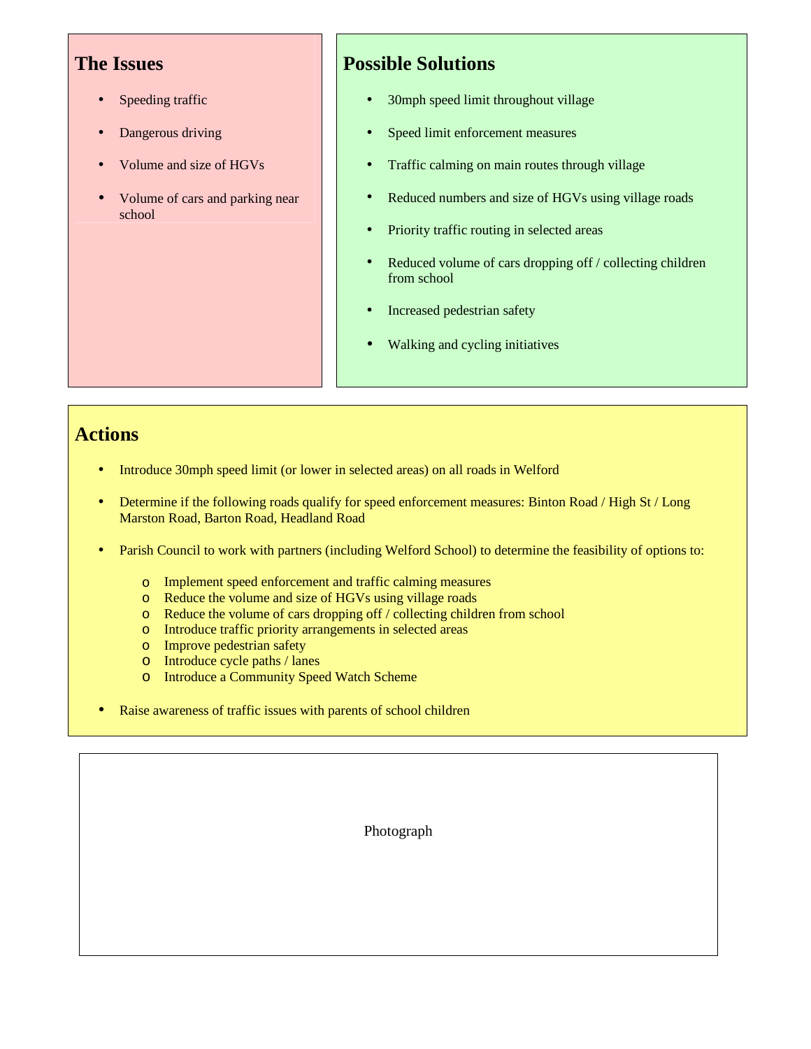## The Issues

- Speeding traffic
- Dangerous driving
- Volume and size of HGVs
- Volume of cars and parking near school

## Possible Solutions

- 30mph speed limit throughout village
- Speed limit enforcement measures
- Traffic calming on main routes through village
- Reduced numbers and size of HGVs using village roads
- Priority traffic routing in selected areas
- Reduced volume of cars dropping off / collecting children from school
- Increased pedestrian safety
- Walking and cycling initiatives

## Actions

- Introduce 30mph speed limit (or lower in selected areas) on all roads in Welford
- Determine if the following roads qualify for speed enforcement measures: Binton Road / High St / Long Marston Road, Barton Road, Headland Road
- Parish Council to work with partners (including Welford School) to determine the feasibility of options to:
  - Implement speed enforcement and traffic calming measures
  - Reduce the volume and size of HGVs using village roads
  - Reduce the volume of cars dropping off / collecting children from school
  - Introduce traffic priority arrangements in selected areas
  - Improve pedestrian safety
  - Introduce cycle paths / lanes
  - Introduce a Community Speed Watch Scheme
- Raise awareness of traffic issues with parents of school children

Photograph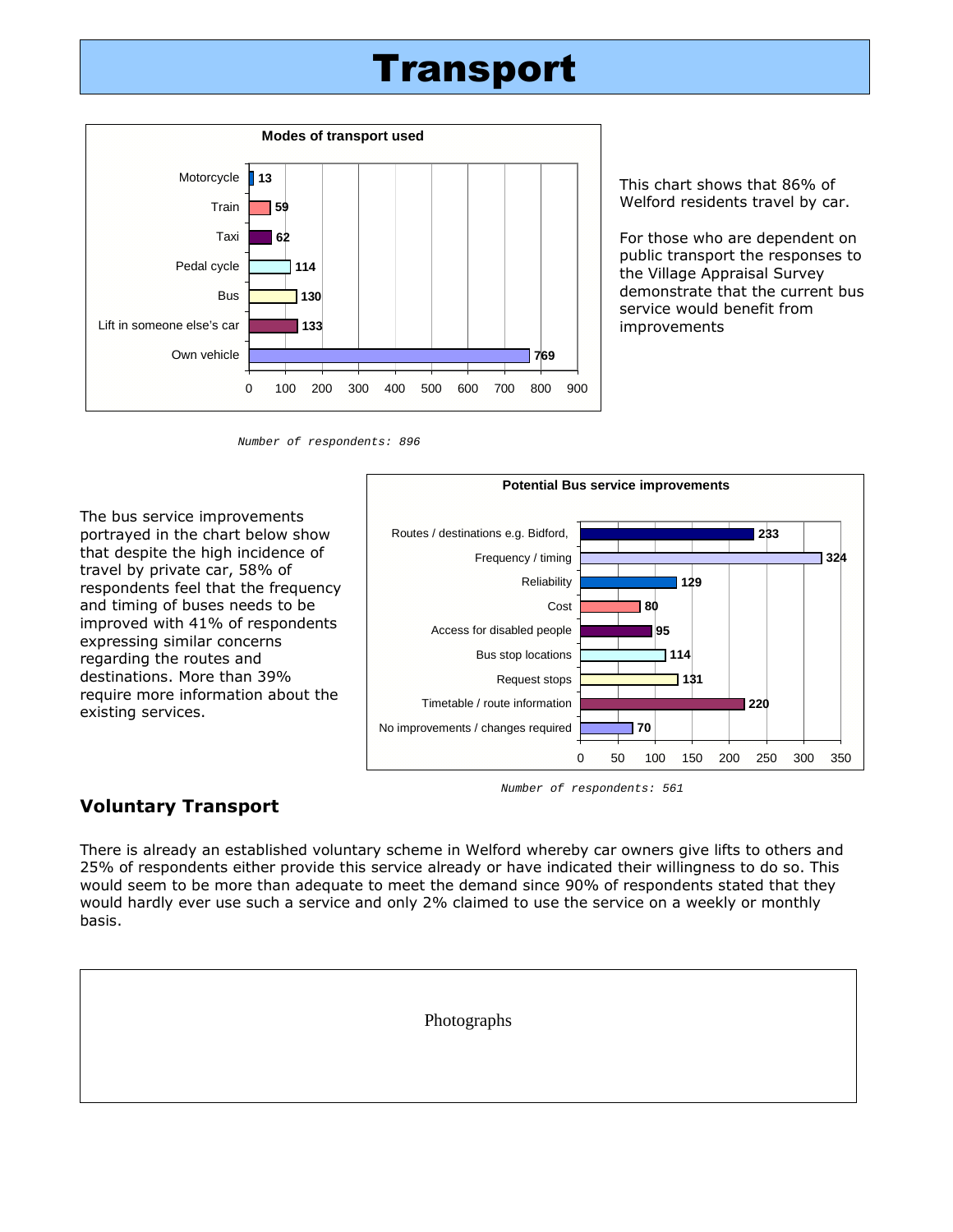# Transport

**Modes of transport used**

| Mode | Count |
|---|---|
| Motorcycle | 13 |
| Train | 59 |
| Taxi | 62 |
| Pedal cycle | 114 |
| Bus | 130 |
| Lift in someone else's car | 133 |
| Own vehicle | 769 |

*Number of respondents: 896*

This chart shows that 86% of Welford residents travel by car.

For those who are dependent on public transport the responses to the Village Appraisal Survey demonstrate that the current bus service would benefit from improvements

The bus service improvements portrayed in the chart below show that despite the high incidence of travel by private car, 58% of respondents feel that the frequency and timing of buses needs to be improved with 41% of respondents expressing similar concerns regarding the routes and destinations. More than 39% require more information about the existing services.

**Potential Bus service improvements**

| Improvement | Count |
|---|---|
| Routes / destinations e.g. Bidford, | 233 |
| Frequency / timing | 324 |
| Reliability | 129 |
| Cost | 80 |
| Access for disabled people | 95 |
| Bus stop locations | 114 |
| Request stops | 131 |
| Timetable / route information | 220 |
| No improvements / changes required | 70 |

*Number of respondents: 561*

### Voluntary Transport

There is already an established voluntary scheme in Welford whereby car owners give lifts to others and 25% of respondents either provide this service already or have indicated their willingness to do so. This would seem to be more than adequate to meet the demand since 90% of respondents stated that they would hardly ever use such a service and only 2% claimed to use the service on a weekly or monthly basis.

Photographs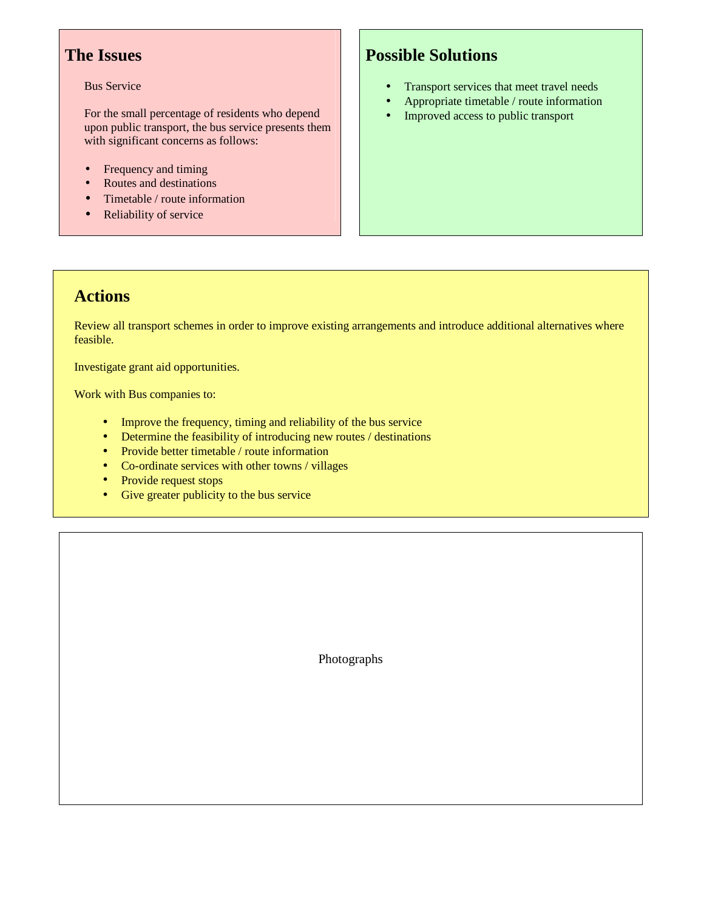## The Issues

Bus Service

For the small percentage of residents who depend upon public transport, the bus service presents them with significant concerns as follows:

- Frequency and timing
- Routes and destinations
- Timetable / route information
- Reliability of service

## Possible Solutions

- Transport services that meet travel needs
- Appropriate timetable / route information
- Improved access to public transport

## Actions

Review all transport schemes in order to improve existing arrangements and introduce additional alternatives where feasible.

Investigate grant aid opportunities.

Work with Bus companies to:

- Improve the frequency, timing and reliability of the bus service
- Determine the feasibility of introducing new routes / destinations
- Provide better timetable / route information
- Co-ordinate services with other towns / villages
- Provide request stops
- Give greater publicity to the bus service

Photographs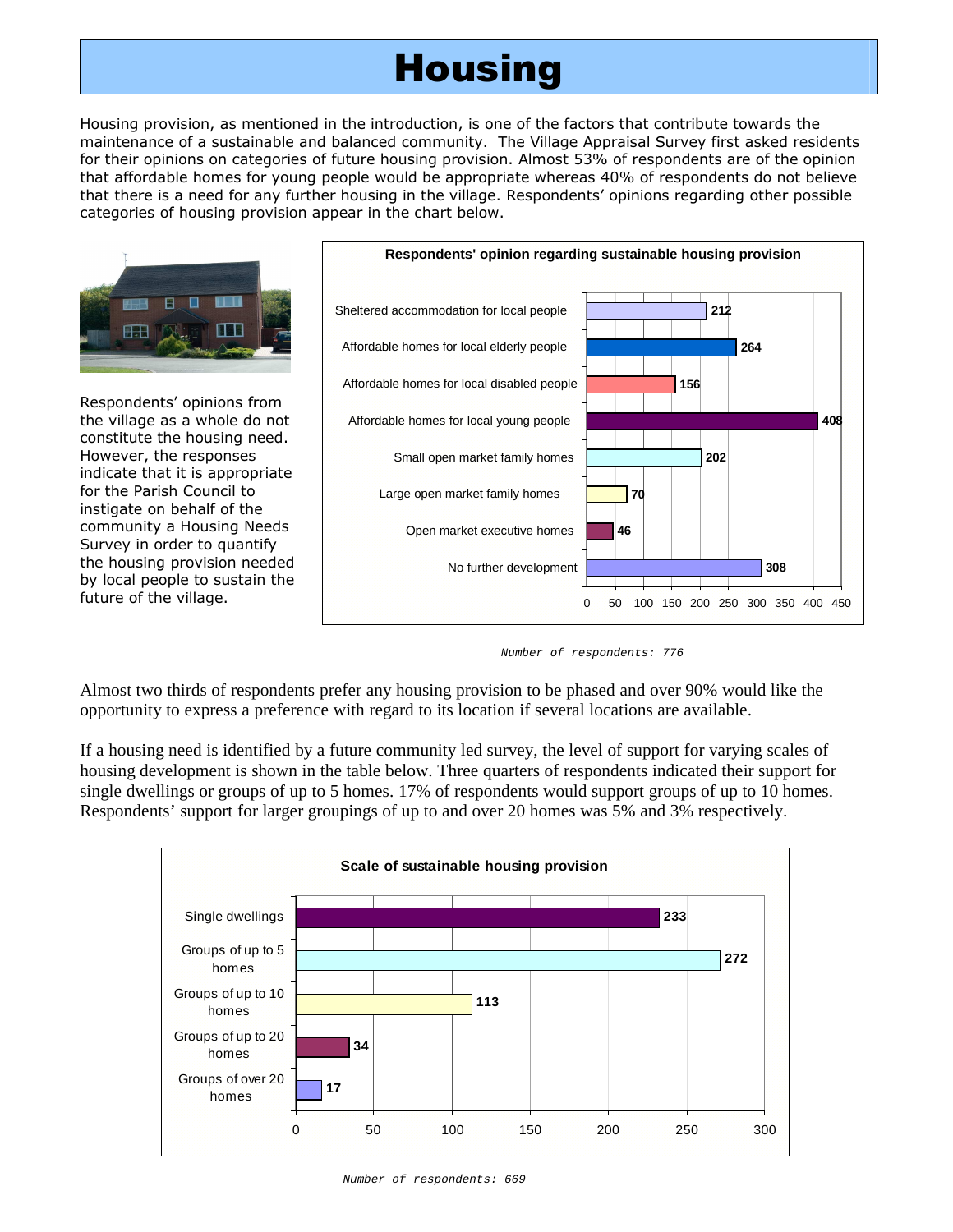# Housing

Housing provision, as mentioned in the introduction, is one of the factors that contribute towards the maintenance of a sustainable and balanced community. The Village Appraisal Survey first asked residents for their opinions on categories of future housing provision. Almost 53% of respondents are of the opinion that affordable homes for young people would be appropriate whereas 40% of respondents do not believe that there is a need for any further housing in the village. Respondents' opinions regarding other possible categories of housing provision appear in the chart below.

Respondents' opinions from the village as a whole do not constitute the housing need. However, the responses indicate that it is appropriate for the Parish Council to instigate on behalf of the community a Housing Needs Survey in order to quantify the housing provision needed by local people to sustain the future of the village.

**Respondents' opinion regarding sustainable housing provision**

| Category | Respondents |
|---|---|
| Sheltered accommodation for local people | 212 |
| Affordable homes for local elderly people | 264 |
| Affordable homes for local disabled people | 156 |
| Affordable homes for local young people | 408 |
| Small open market family homes | 202 |
| Large open market family homes | 70 |
| Open market executive homes | 46 |
| No further development | 308 |

*Number of respondents: 776*

Almost two thirds of respondents prefer any housing provision to be phased and over 90% would like the opportunity to express a preference with regard to its location if several locations are available.

If a housing need is identified by a future community led survey, the level of support for varying scales of housing development is shown in the table below. Three quarters of respondents indicated their support for single dwellings or groups of up to 5 homes. 17% of respondents would support groups of up to 10 homes. Respondents' support for larger groupings of up to and over 20 homes was 5% and 3% respectively.

**Scale of sustainable housing provision**

| Scale | Respondents |
|---|---|
| Single dwellings | 233 |
| Groups of up to 5 homes | 272 |
| Groups of up to 10 homes | 113 |
| Groups of up to 20 homes | 34 |
| Groups of over 20 homes | 17 |

*Number of respondents: 669*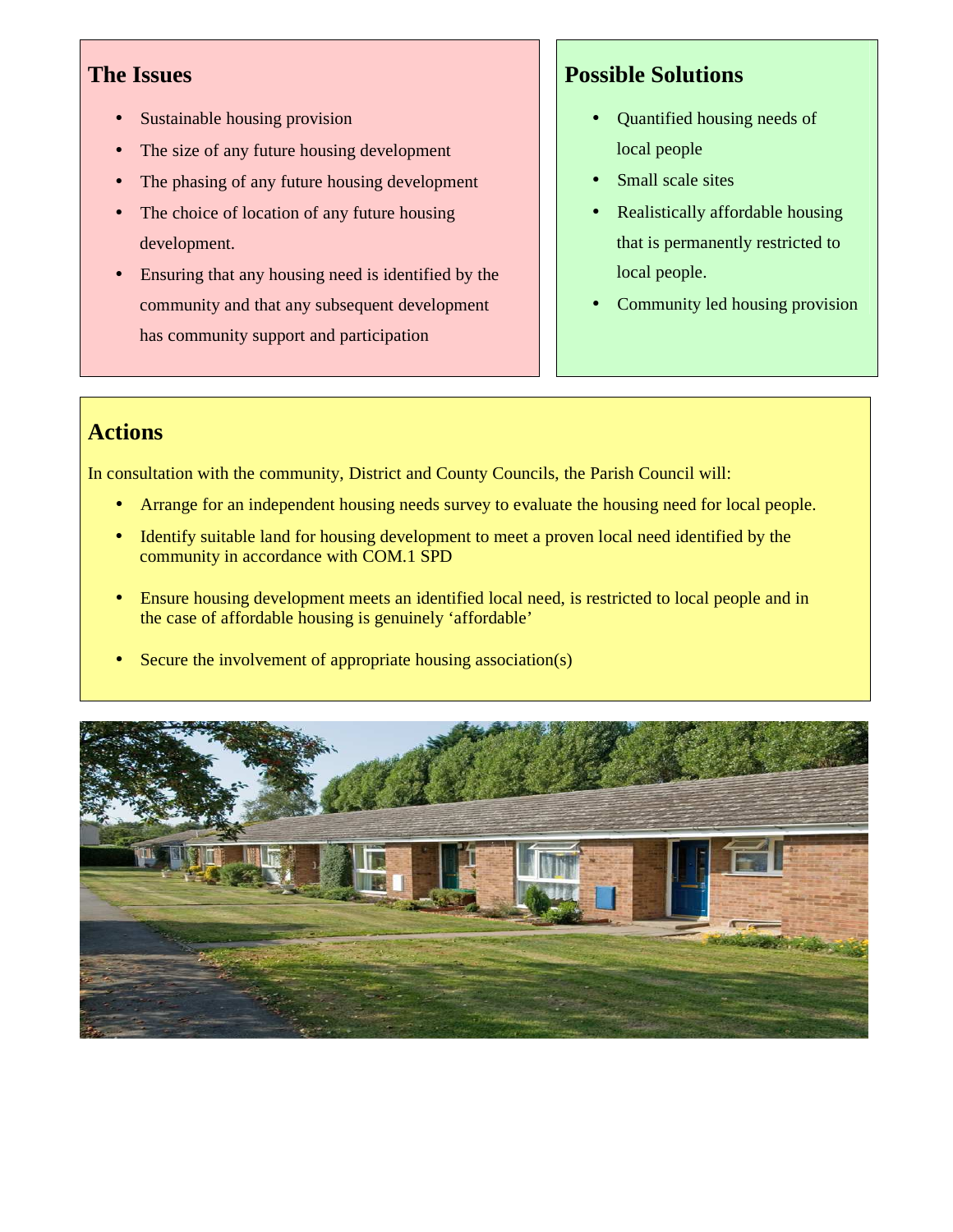## The Issues

- Sustainable housing provision
- The size of any future housing development
- The phasing of any future housing development
- The choice of location of any future housing development.
- Ensuring that any housing need is identified by the community and that any subsequent development has community support and participation

## Possible Solutions

- Quantified housing needs of local people
- Small scale sites
- Realistically affordable housing that is permanently restricted to local people.
- Community led housing provision

## Actions

In consultation with the community, District and County Councils, the Parish Council will:

- Arrange for an independent housing needs survey to evaluate the housing need for local people.
- Identify suitable land for housing development to meet a proven local need identified by the community in accordance with COM.1 SPD
- Ensure housing development meets an identified local need, is restricted to local people and in the case of affordable housing is genuinely 'affordable'
- Secure the involvement of appropriate housing association(s)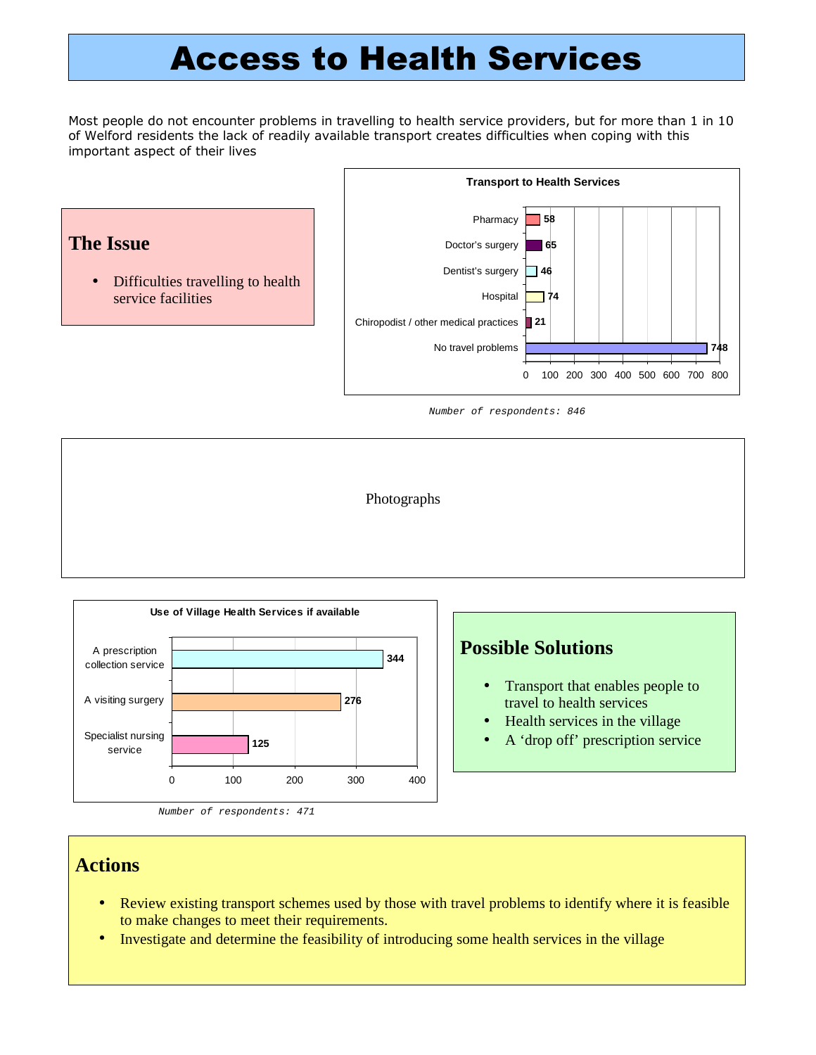# Access to Health Services

Most people do not encounter problems in travelling to health service providers, but for more than 1 in 10 of Welford residents the lack of readily available transport creates difficulties when coping with this important aspect of their lives

## The Issue

- Difficulties travelling to health service facilities

**Transport to Health Services**

| Category | Number |
|---|---|
| Pharmacy | 58 |
| Doctor's surgery | 65 |
| Dentist's surgery | 46 |
| Hospital | 74 |
| Chiropodist / other medical practices | 21 |
| No travel problems | 748 |

*Number of respondents: 846*

Photographs

**Use of Village Health Services if available**

| Service | Number |
|---|---|
| A prescription collection service | 344 |
| A visiting surgery | 276 |
| Specialist nursing service | 125 |

*Number of respondents: 471*

## Possible Solutions

- Transport that enables people to travel to health services
- Health services in the village
- A 'drop off' prescription service

## Actions

- Review existing transport schemes used by those with travel problems to identify where it is feasible to make changes to meet their requirements.
- Investigate and determine the feasibility of introducing some health services in the village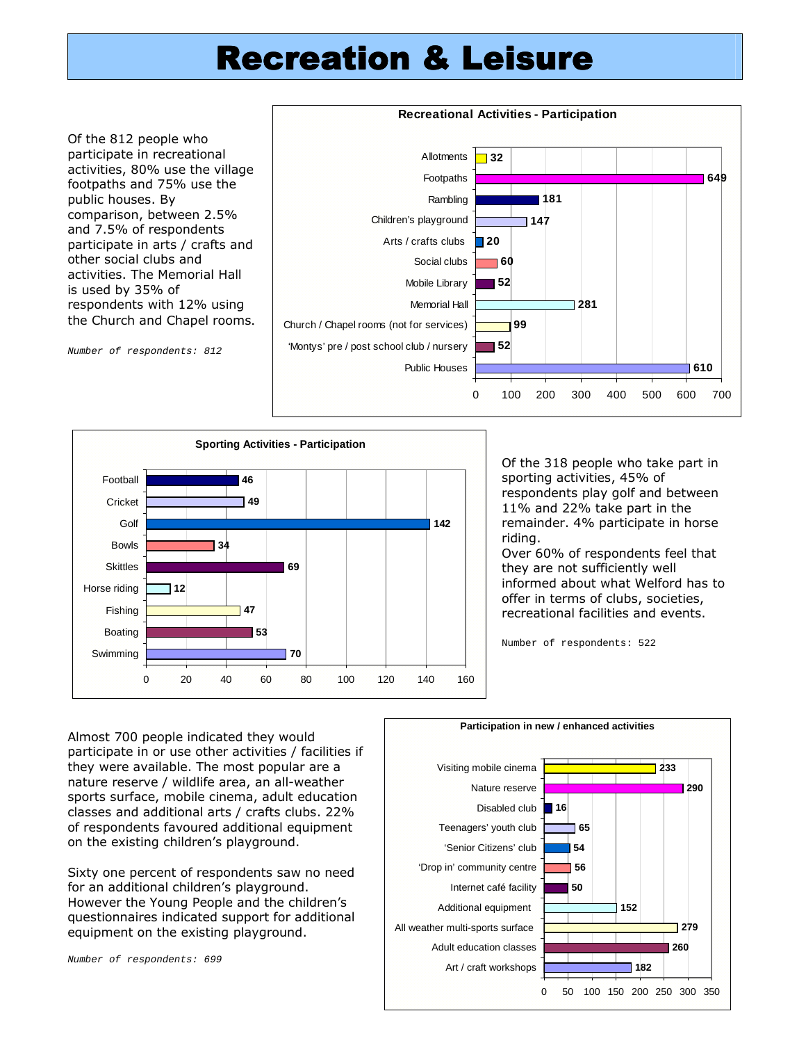# Recreation & Leisure

Of the 812 people who participate in recreational activities, 80% use the village footpaths and 75% use the public houses. By comparison, between 2.5% and 7.5% of respondents participate in arts / crafts and other social clubs and activities. The Memorial Hall is used by 35% of respondents with 12% using the Church and Chapel rooms.

*Number of respondents: 812*

**Recreational Activities - Participation**

| Activity | Participants |
|---|---|
| Allotments | 32 |
| Footpaths | 649 |
| Rambling | 181 |
| Children's playground | 147 |
| Arts / crafts clubs | 20 |
| Social clubs | 60 |
| Mobile Library | 52 |
| Memorial Hall | 281 |
| Church / Chapel rooms (not for services) | 99 |
| 'Montys' pre / post school club / nursery | 52 |
| Public Houses | 610 |

**Sporting Activities - Participation**

| Activity | Participants |
|---|---|
| Football | 46 |
| Cricket | 49 |
| Golf | 142 |
| Bowls | 34 |
| Skittles | 69 |
| Horse riding | 12 |
| Fishing | 47 |
| Boating | 53 |
| Swimming | 70 |

Of the 318 people who take part in sporting activities, 45% of respondents play golf and between 11% and 22% take part in the remainder. 4% participate in horse riding.
Over 60% of respondents feel that they are not sufficiently well informed about what Welford has to offer in terms of clubs, societies, recreational facilities and events.

*Number of respondents: 522*

Almost 700 people indicated they would participate in or use other activities / facilities if they were available. The most popular are a nature reserve / wildlife area, an all-weather sports surface, mobile cinema, adult education classes and additional arts / crafts clubs. 22% of respondents favoured additional equipment on the existing children's playground.

Sixty one percent of respondents saw no need for an additional children's playground. However the Young People and the children's questionnaires indicated support for additional equipment on the existing playground.

*Number of respondents: 699*

**Participation in new / enhanced activities**

| Activity | Participants |
|---|---|
| Visiting mobile cinema | 233 |
| Nature reserve | 290 |
| Disabled club | 16 |
| Teenagers' youth club | 65 |
| 'Senior Citizens' club | 54 |
| 'Drop in' community centre | 56 |
| Internet café facility | 50 |
| Additional equipment | 152 |
| All weather multi-sports surface | 279 |
| Adult education classes | 260 |
| Art / craft workshops | 182 |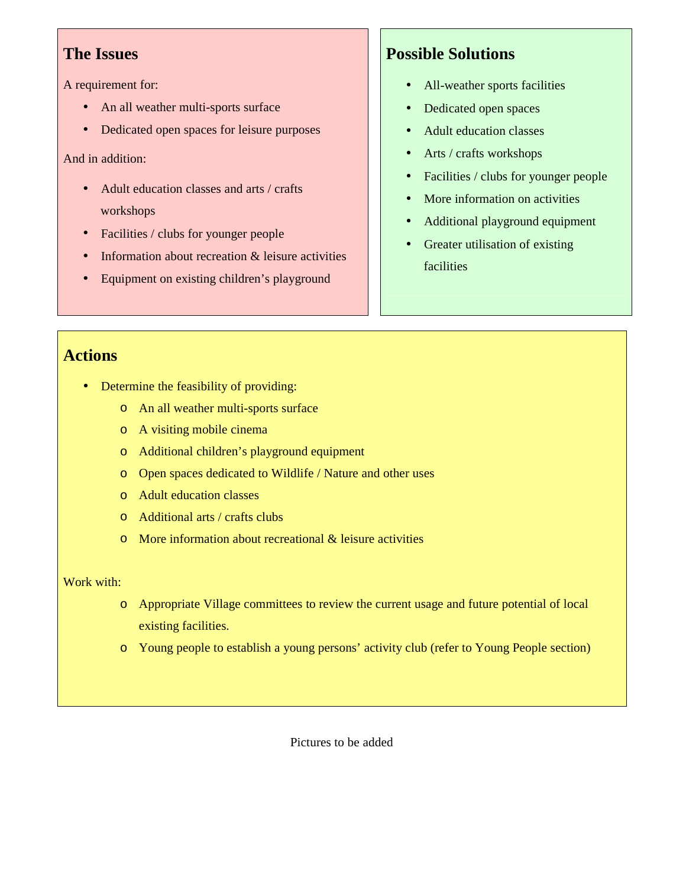## The Issues

A requirement for:

- An all weather multi-sports surface
- Dedicated open spaces for leisure purposes

And in addition:

- Adult education classes and arts / crafts workshops
- Facilities / clubs for younger people
- Information about recreation & leisure activities
- Equipment on existing children's playground

## Possible Solutions

- All-weather sports facilities
- Dedicated open spaces
- Adult education classes
- Arts / crafts workshops
- Facilities / clubs for younger people
- More information on activities
- Additional playground equipment
- Greater utilisation of existing facilities

## Actions

- Determine the feasibility of providing:
  - An all weather multi-sports surface
  - A visiting mobile cinema
  - Additional children's playground equipment
  - Open spaces dedicated to Wildlife / Nature and other uses
  - Adult education classes
  - Additional arts / crafts clubs
  - More information about recreational & leisure activities

Work with:

- Appropriate Village committees to review the current usage and future potential of local existing facilities.
- Young people to establish a young persons' activity club (refer to Young People section)

Pictures to be added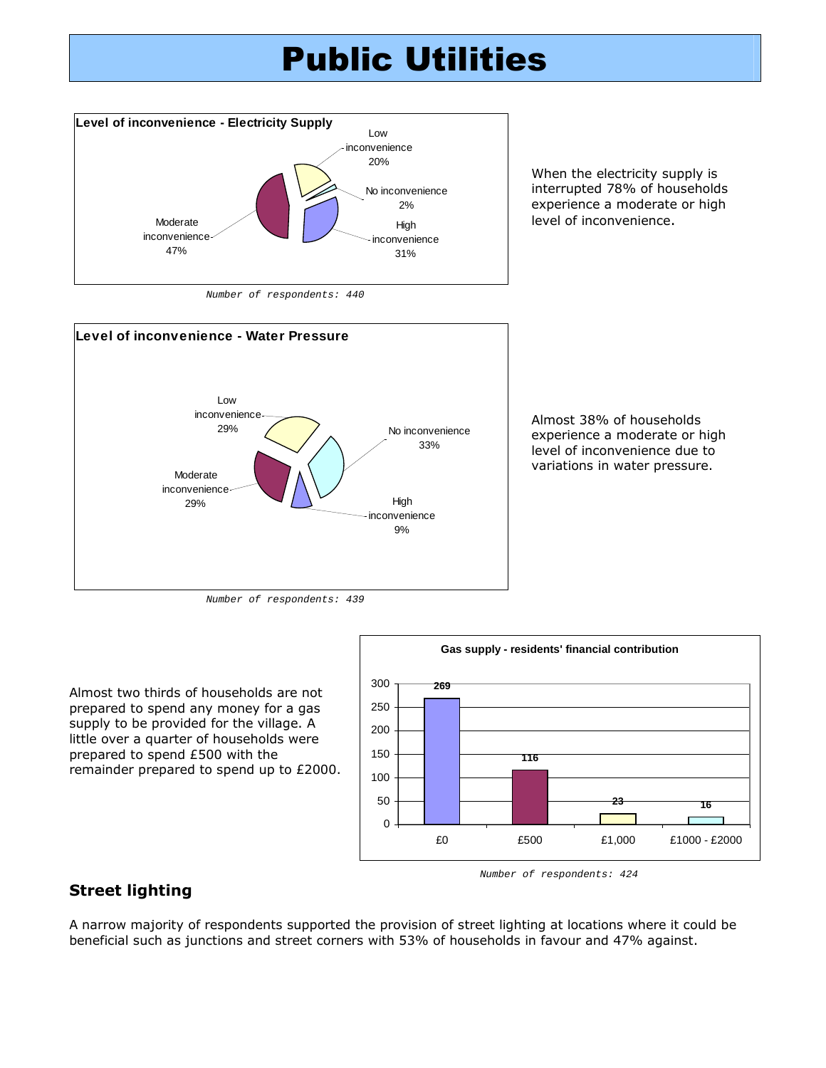# Public Utilities

**Level of inconvenience - Electricity Supply**

| Level | Percentage |
|---|---|
| Low inconvenience | 20% |
| No inconvenience | 2% |
| High inconvenience | 31% |
| Moderate inconvenience | 47% |

*Number of respondents: 440*

When the electricity supply is interrupted 78% of households experience a moderate or high level of inconvenience.

**Level of inconvenience - Water Pressure**

| Level | Percentage |
|---|---|
| Low inconvenience | 29% |
| No inconvenience | 33% |
| High inconvenience | 9% |
| Moderate inconvenience | 29% |

*Number of respondents: 439*

Almost 38% of households experience a moderate or high level of inconvenience due to variations in water pressure.

Almost two thirds of households are not prepared to spend any money for a gas supply to be provided for the village. A little over a quarter of households were prepared to spend £500 with the remainder prepared to spend up to £2000.

**Gas supply - residents' financial contribution**

| Contribution | Number |
|---|---|
| £0 | 269 |
| £500 | 116 |
| £1,000 | 23 |
| £1000 - £2000 | 16 |

*Number of respondents: 424*

## Street lighting

A narrow majority of respondents supported the provision of street lighting at locations where it could be beneficial such as junctions and street corners with 53% of households in favour and 47% against.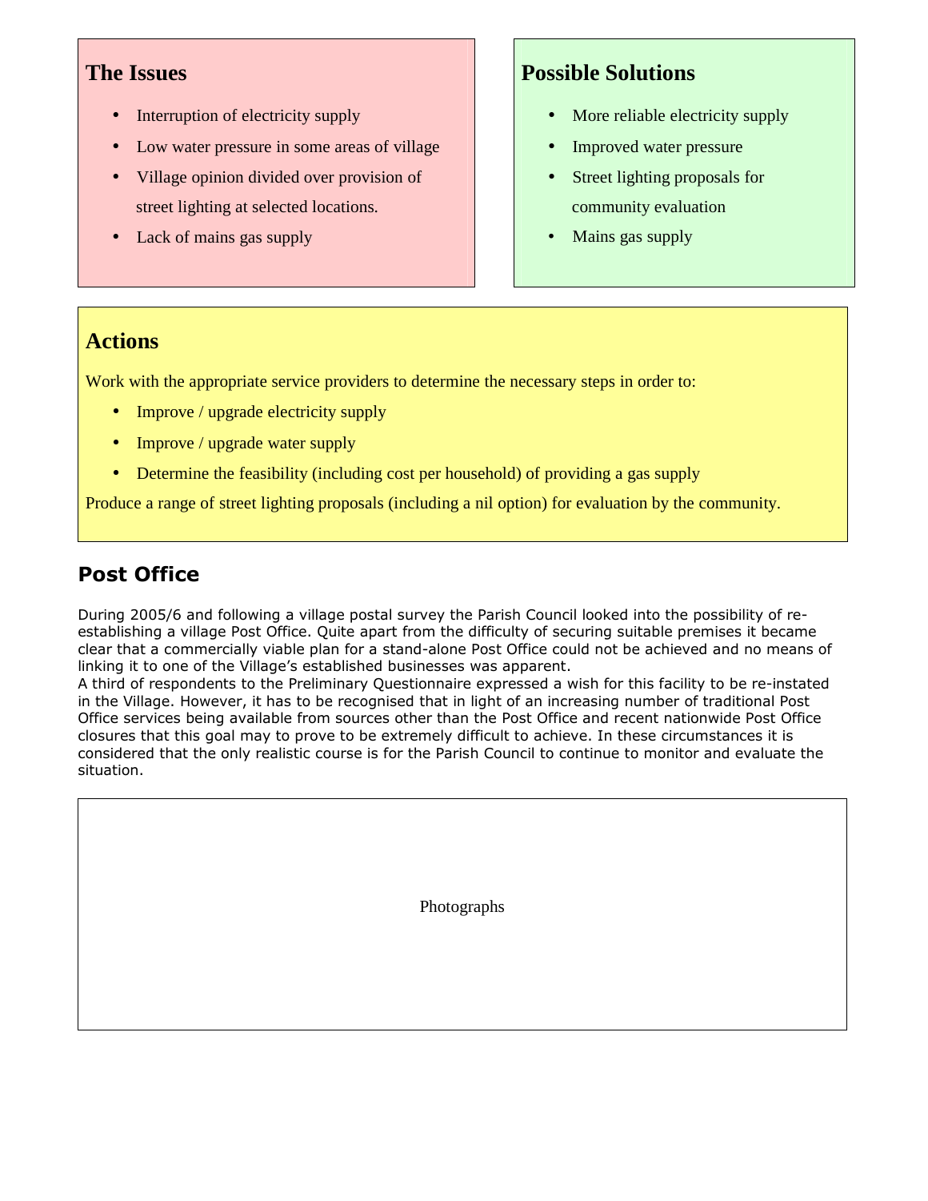## The Issues

- Interruption of electricity supply
- Low water pressure in some areas of village
- Village opinion divided over provision of street lighting at selected locations.
- Lack of mains gas supply

## Possible Solutions

- More reliable electricity supply
- Improved water pressure
- Street lighting proposals for community evaluation
- Mains gas supply

## Actions

Work with the appropriate service providers to determine the necessary steps in order to:

- Improve / upgrade electricity supply
- Improve / upgrade water supply
- Determine the feasibility (including cost per household) of providing a gas supply

Produce a range of street lighting proposals (including a nil option) for evaluation by the community.

## Post Office

During 2005/6 and following a village postal survey the Parish Council looked into the possibility of re-establishing a village Post Office. Quite apart from the difficulty of securing suitable premises it became clear that a commercially viable plan for a stand-alone Post Office could not be achieved and no means of linking it to one of the Village's established businesses was apparent.
A third of respondents to the Preliminary Questionnaire expressed a wish for this facility to be re-instated in the Village. However, it has to be recognised that in light of an increasing number of traditional Post Office services being available from sources other than the Post Office and recent nationwide Post Office closures that this goal may to prove to be extremely difficult to achieve. In these circumstances it is considered that the only realistic course is for the Parish Council to continue to monitor and evaluate the situation.

Photographs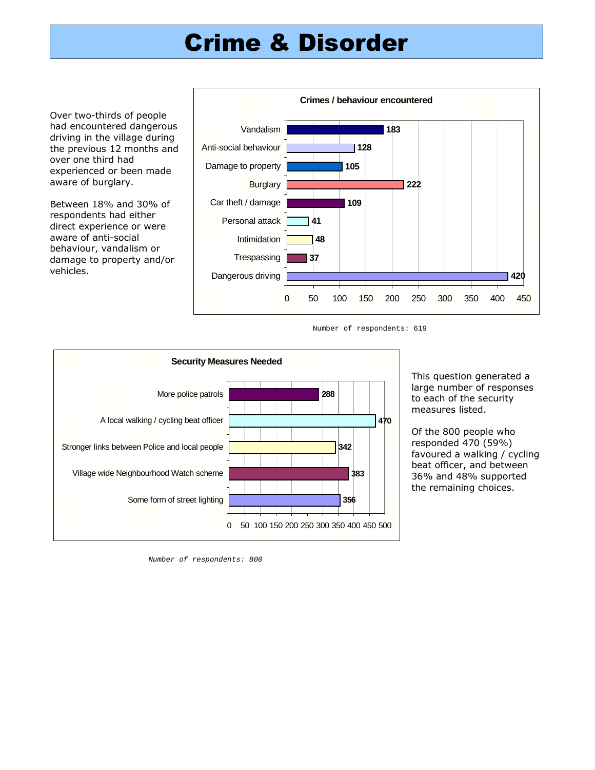# Crime & Disorder

Over two-thirds of people had encountered dangerous driving in the village during the previous 12 months and over one third had experienced or been made aware of burglary.

Between 18% and 30% of respondents had either direct experience or were aware of anti-social behaviour, vandalism or damage to property and/or vehicles.

**Crimes / behaviour encountered**

| Crime / behaviour | Count |
|---|---|
| Vandalism | 183 |
| Anti-social behaviour | 128 |
| Damage to property | 105 |
| Burglary | 222 |
| Car theft / damage | 109 |
| Personal attack | 41 |
| Intimidation | 48 |
| Trespassing | 37 |
| Dangerous driving | 420 |

Number of respondents: 619

**Security Measures Needed**

| Security measure | Count |
|---|---|
| More police patrols | 288 |
| A local walking / cycling beat officer | 470 |
| Stronger links between Police and local people | 342 |
| Village wide Neighbourhood Watch scheme | 383 |
| Some form of street lighting | 356 |

*Number of respondents: 800*

This question generated a large number of responses to each of the security measures listed.

Of the 800 people who responded 470 (59%) favoured a walking / cycling beat officer, and between 36% and 48% supported the remaining choices.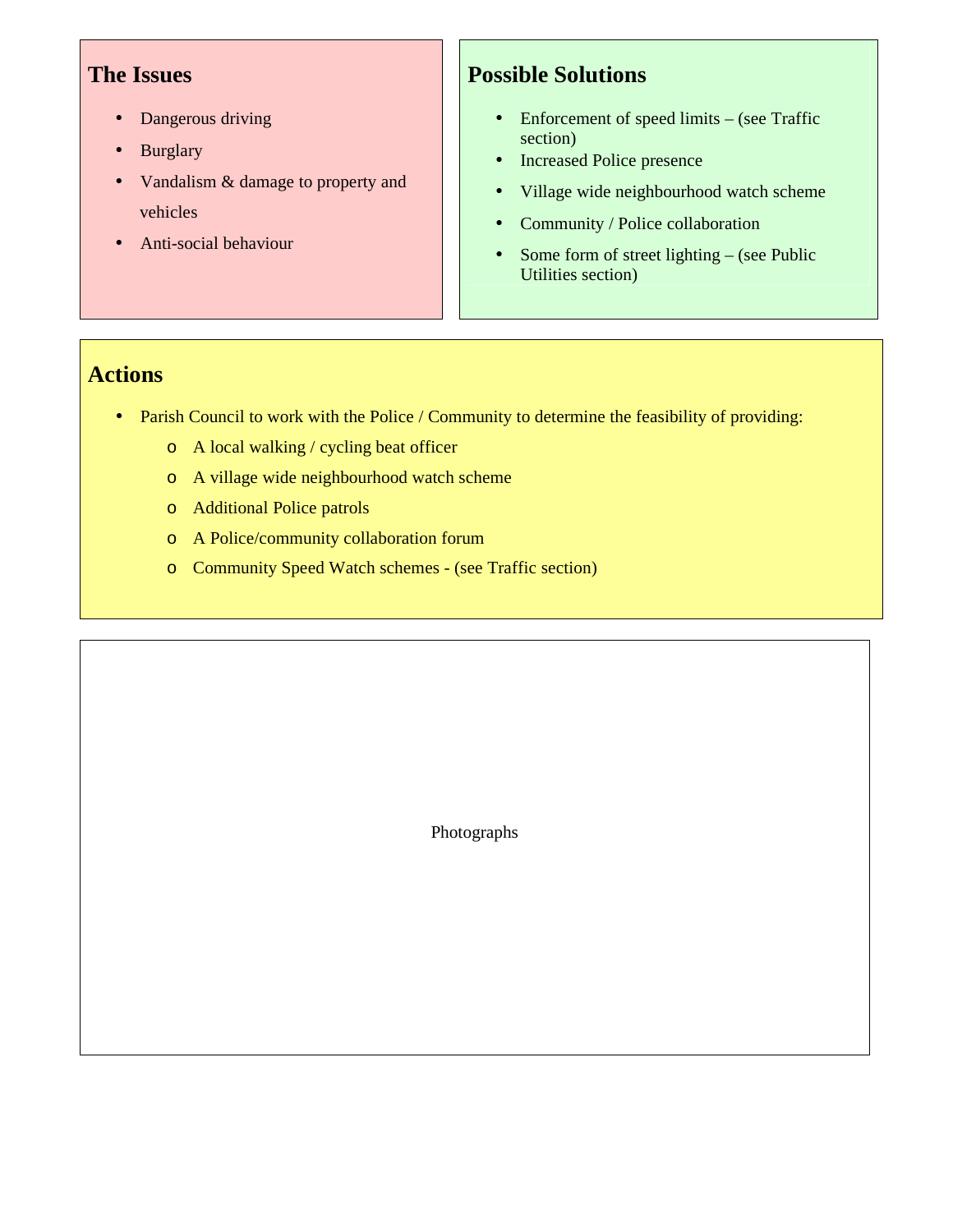## The Issues

- Dangerous driving
- Burglary
- Vandalism & damage to property and vehicles
- Anti-social behaviour

## Possible Solutions

- Enforcement of speed limits – (see Traffic section)
- Increased Police presence
- Village wide neighbourhood watch scheme
- Community / Police collaboration
- Some form of street lighting – (see Public Utilities section)

## Actions

- Parish Council to work with the Police / Community to determine the feasibility of providing:
    - A local walking / cycling beat officer
    - A village wide neighbourhood watch scheme
    - Additional Police patrols
    - A Police/community collaboration forum
    - Community Speed Watch schemes - (see Traffic section)

Photographs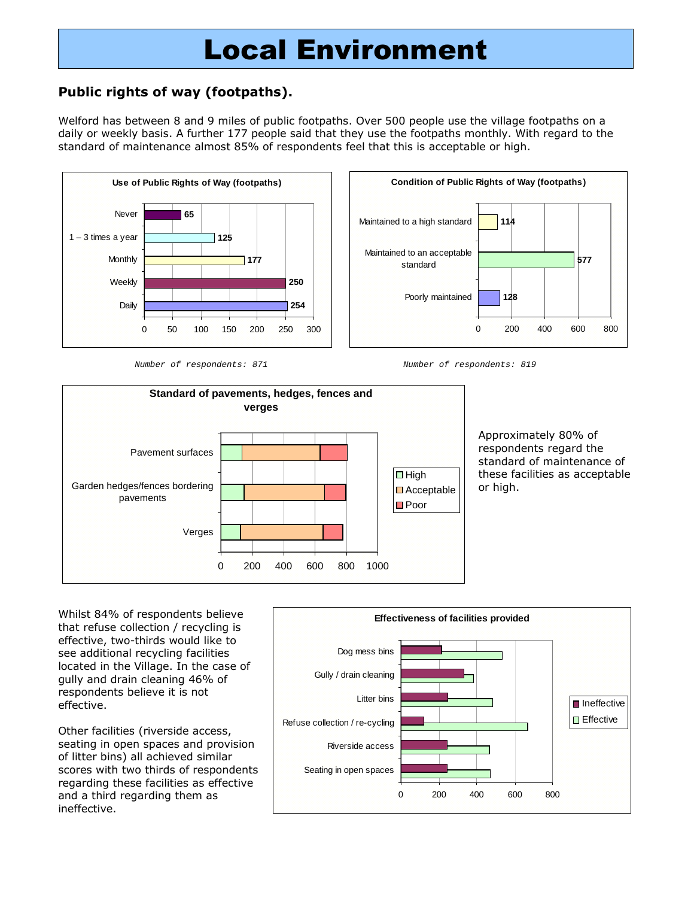# Local Environment

## Public rights of way (footpaths).

Welford has between 8 and 9 miles of public footpaths. Over 500 people use the village footpaths on a daily or weekly basis. A further 177 people said that they use the footpaths monthly. With regard to the standard of maintenance almost 85% of respondents feel that this is acceptable or high.

**Use of Public Rights of Way (footpaths)**

| Use | Respondents |
|---|---|
| Never | 65 |
| 1 – 3 times a year | 125 |
| Monthly | 177 |
| Weekly | 250 |
| Daily | 254 |

*Number of respondents: 871*

**Condition of Public Rights of Way (footpaths)**

| Condition | Respondents |
|---|---|
| Maintained to a high standard | 114 |
| Maintained to an acceptable standard | 577 |
| Poorly maintained | 128 |

*Number of respondents: 819*

**Standard of pavements, hedges, fences and verges**

(Chart categories: Pavement surfaces; Garden hedges/fences bordering pavements; Verges — rated High, Acceptable, Poor)

Approximately 80% of respondents regard the standard of maintenance of these facilities as acceptable or high.

Whilst 84% of respondents believe that refuse collection / recycling is effective, two-thirds would like to see additional recycling facilities located in the Village. In the case of gully and drain cleaning 46% of respondents believe it is not effective.

Other facilities (riverside access, seating in open spaces and provision of litter bins) all achieved similar scores with two thirds of respondents regarding these facilities as effective and a third regarding them as ineffective.

**Effectiveness of facilities provided**

(Chart categories: Dog mess bins; Gully / drain cleaning; Litter bins; Refuse collection / re-cycling; Riverside access; Seating in open spaces — rated Ineffective, Effective)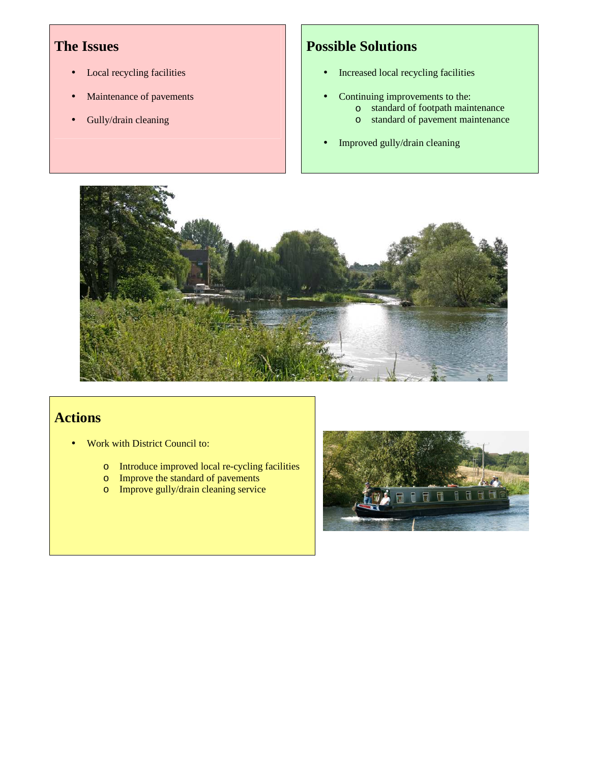## The Issues

- Local recycling facilities
- Maintenance of pavements
- Gully/drain cleaning

## Possible Solutions

- Increased local recycling facilities
- Continuing improvements to the:
  - standard of footpath maintenance
  - standard of pavement maintenance
- Improved gully/drain cleaning

## Actions

- Work with District Council to:
  - Introduce improved local re-cycling facilities
  - Improve the standard of pavements
  - Improve gully/drain cleaning service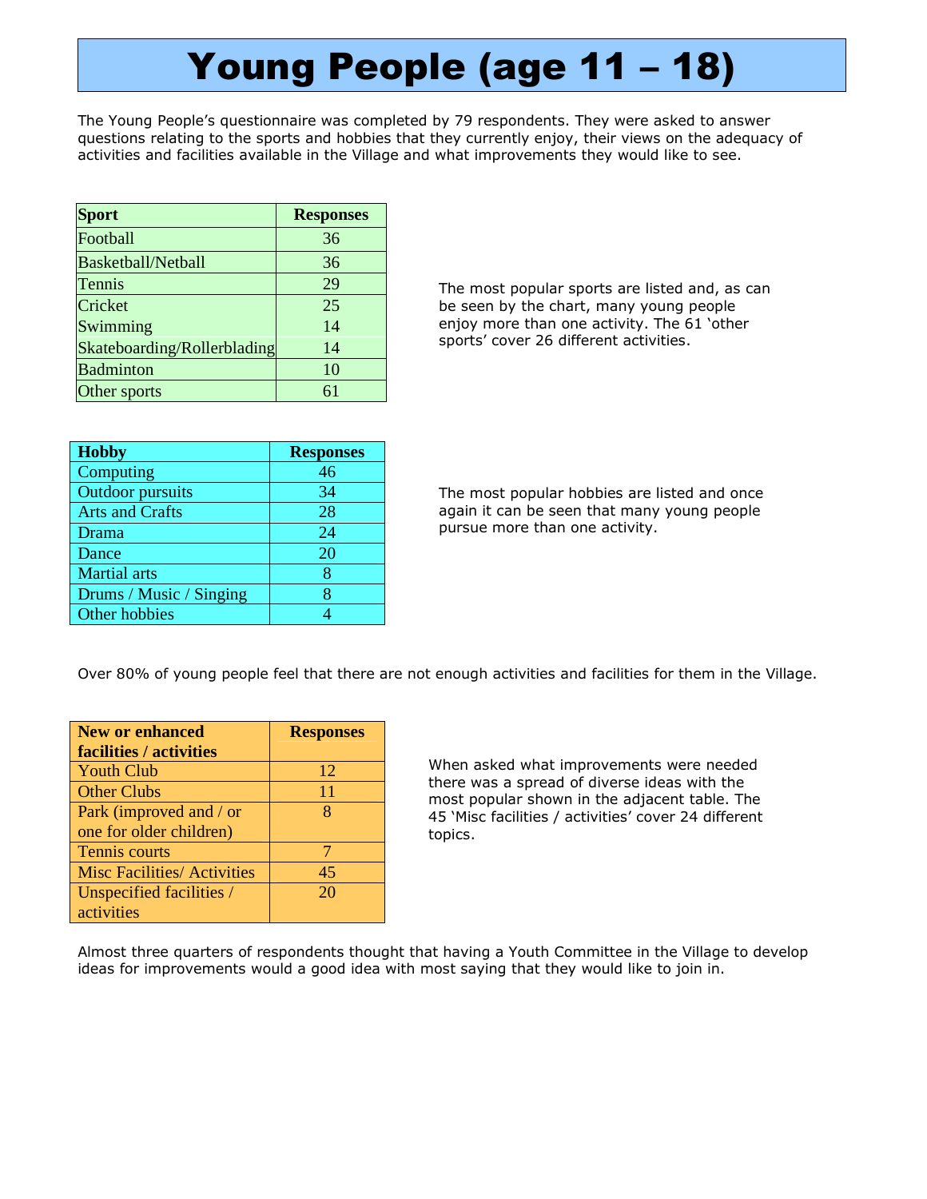# Young People (age 11 – 18)

The Young People's questionnaire was completed by 79 respondents. They were asked to answer questions relating to the sports and hobbies that they currently enjoy, their views on the adequacy of activities and facilities available in the Village and what improvements they would like to see.

| Sport | Responses |
|---|---|
| Football | 36 |
| Basketball/Netball | 36 |
| Tennis | 29 |
| Cricket | 25 |
| Swimming | 14 |
| Skateboarding/Rollerblading | 14 |
| Badminton | 10 |
| Other sports | 61 |

The most popular sports are listed and, as can be seen by the chart, many young people enjoy more than one activity. The 61 'other sports' cover 26 different activities.

| Hobby | Responses |
|---|---|
| Computing | 46 |
| Outdoor pursuits | 34 |
| Arts and Crafts | 28 |
| Drama | 24 |
| Dance | 20 |
| Martial arts | 8 |
| Drums / Music / Singing | 8 |
| Other hobbies | 4 |

The most popular hobbies are listed and once again it can be seen that many young people pursue more than one activity.

Over 80% of young people feel that there are not enough activities and facilities for them in the Village.

| New or enhanced facilities / activities | Responses |
|---|---|
| Youth Club | 12 |
| Other Clubs | 11 |
| Park (improved and / or one for older children) | 8 |
| Tennis courts | 7 |
| Misc Facilities/ Activities | 45 |
| Unspecified facilities / activities | 20 |

When asked what improvements were needed there was a spread of diverse ideas with the most popular shown in the adjacent table. The 45 'Misc facilities / activities' cover 24 different topics.

Almost three quarters of respondents thought that having a Youth Committee in the Village to develop ideas for improvements would a good idea with most saying that they would like to join in.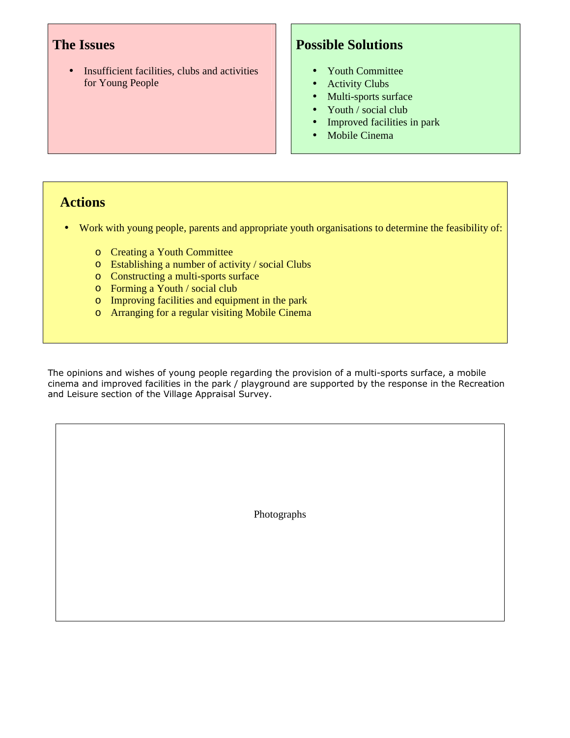## The Issues

- Insufficient facilities, clubs and activities for Young People

## Possible Solutions

- Youth Committee
- Activity Clubs
- Multi-sports surface
- Youth / social club
- Improved facilities in park
- Mobile Cinema

## Actions

- Work with young people, parents and appropriate youth organisations to determine the feasibility of:
    - Creating a Youth Committee
    - Establishing a number of activity / social Clubs
    - Constructing a multi-sports surface
    - Forming a Youth / social club
    - Improving facilities and equipment in the park
    - Arranging for a regular visiting Mobile Cinema

The opinions and wishes of young people regarding the provision of a multi-sports surface, a mobile cinema and improved facilities in the park / playground are supported by the response in the Recreation and Leisure section of the Village Appraisal Survey.

Photographs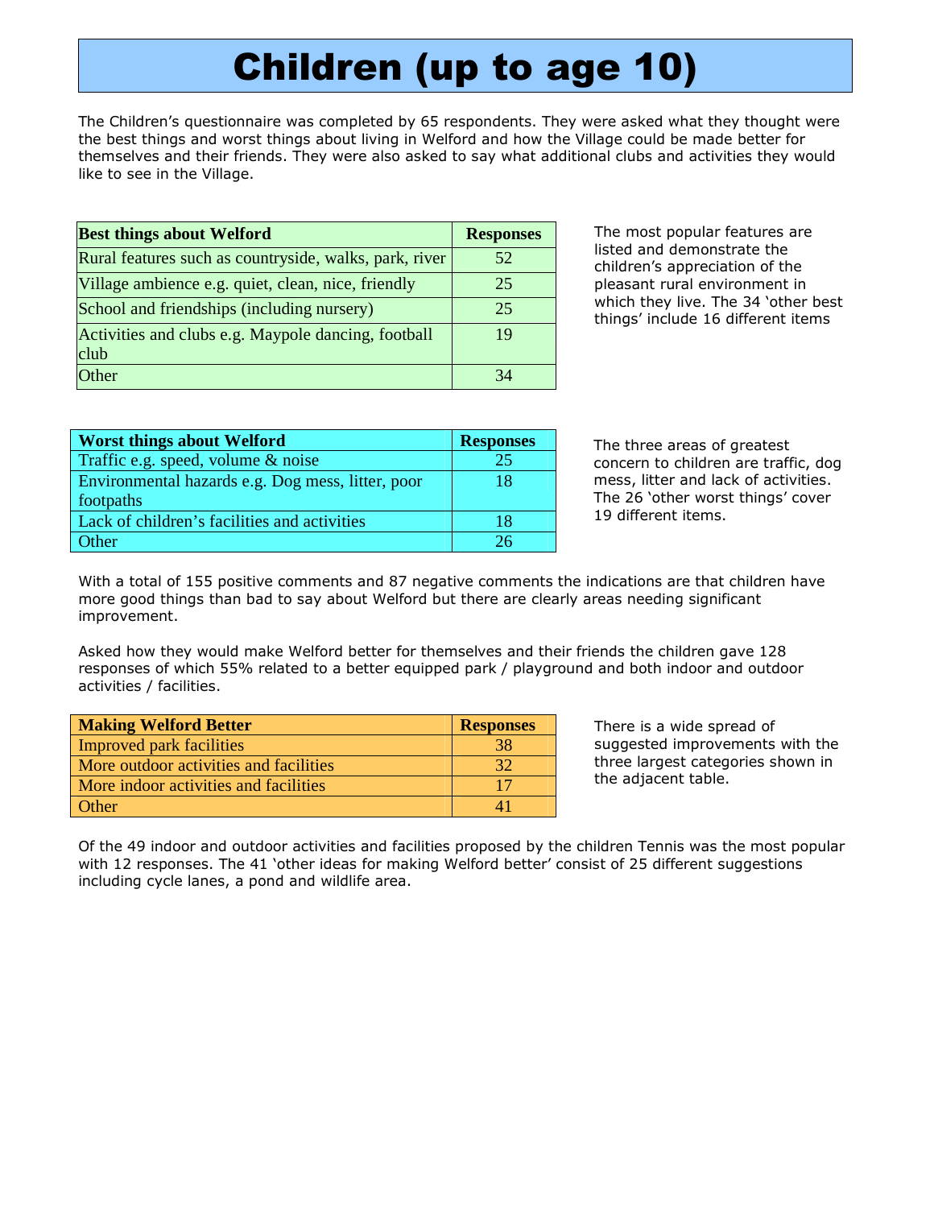# Children (up to age 10)

The Children's questionnaire was completed by 65 respondents. They were asked what they thought were the best things and worst things about living in Welford and how the Village could be made better for themselves and their friends. They were also asked to say what additional clubs and activities they would like to see in the Village.

| Best things about Welford | Responses |
|---|---|
| Rural features such as countryside, walks, park, river | 52 |
| Village ambience e.g. quiet, clean, nice, friendly | 25 |
| School and friendships (including nursery) | 25 |
| Activities and clubs e.g. Maypole dancing, football club | 19 |
| Other | 34 |

The most popular features are listed and demonstrate the children's appreciation of the pleasant rural environment in which they live. The 34 'other best things' include 16 different items

| Worst things about Welford | Responses |
|---|---|
| Traffic e.g. speed, volume & noise | 25 |
| Environmental hazards e.g. Dog mess, litter, poor footpaths | 18 |
| Lack of children's facilities and activities | 18 |
| Other | 26 |

The three areas of greatest concern to children are traffic, dog mess, litter and lack of activities. The 26 'other worst things' cover 19 different items.

With a total of 155 positive comments and 87 negative comments the indications are that children have more good things than bad to say about Welford but there are clearly areas needing significant improvement.

Asked how they would make Welford better for themselves and their friends the children gave 128 responses of which 55% related to a better equipped park / playground and both indoor and outdoor activities / facilities.

| Making Welford Better | Responses |
|---|---|
| Improved park facilities | 38 |
| More outdoor activities and facilities | 32 |
| More indoor activities and facilities | 17 |
| Other | 41 |

There is a wide spread of suggested improvements with the three largest categories shown in the adjacent table.

Of the 49 indoor and outdoor activities and facilities proposed by the children Tennis was the most popular with 12 responses. The 41 'other ideas for making Welford better' consist of 25 different suggestions including cycle lanes, a pond and wildlife area.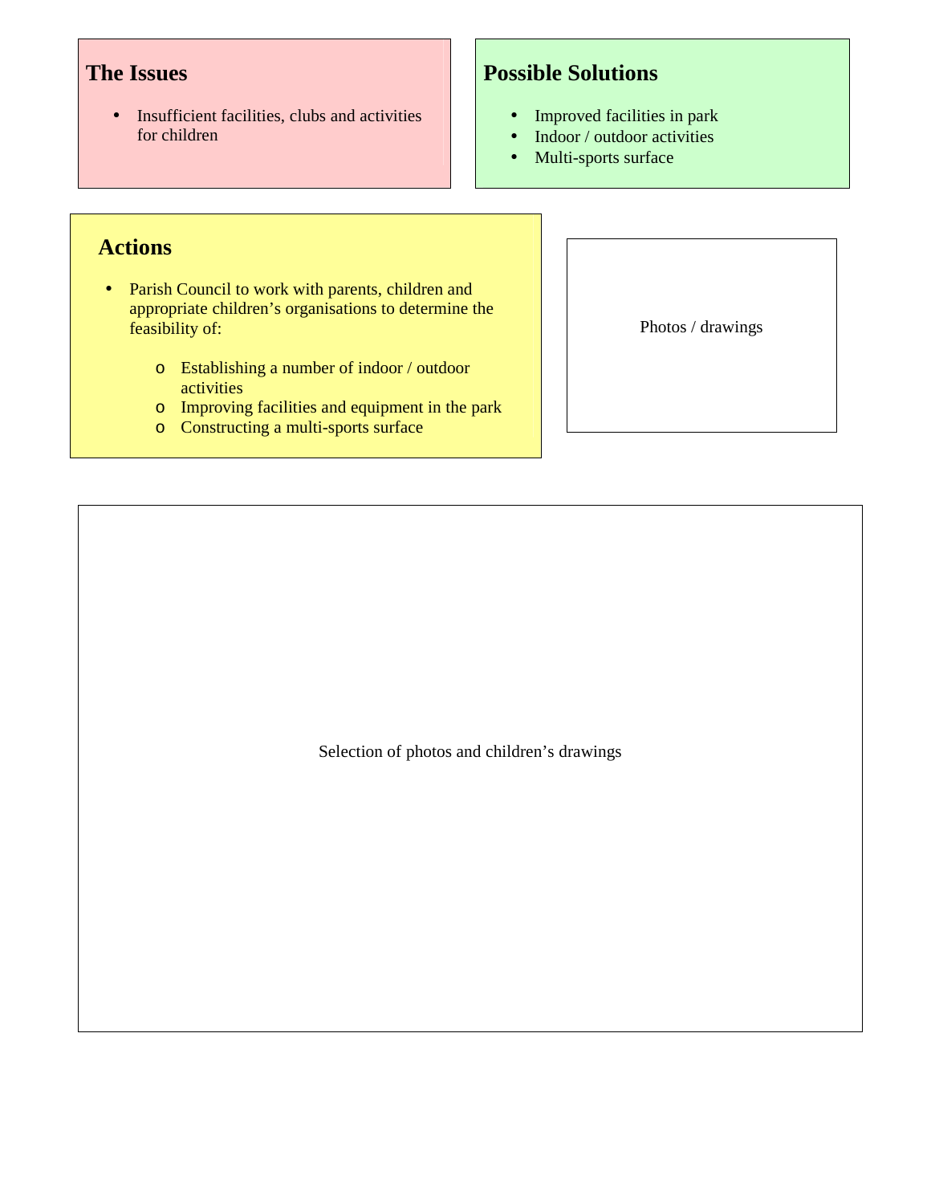## The Issues

- Insufficient facilities, clubs and activities for children

## Possible Solutions

- Improved facilities in park
- Indoor / outdoor activities
- Multi-sports surface

## Actions

- Parish Council to work with parents, children and appropriate children's organisations to determine the feasibility of:
  - Establishing a number of indoor / outdoor activities
  - Improving facilities and equipment in the park
  - Constructing a multi-sports surface

Photos / drawings

Selection of photos and children's drawings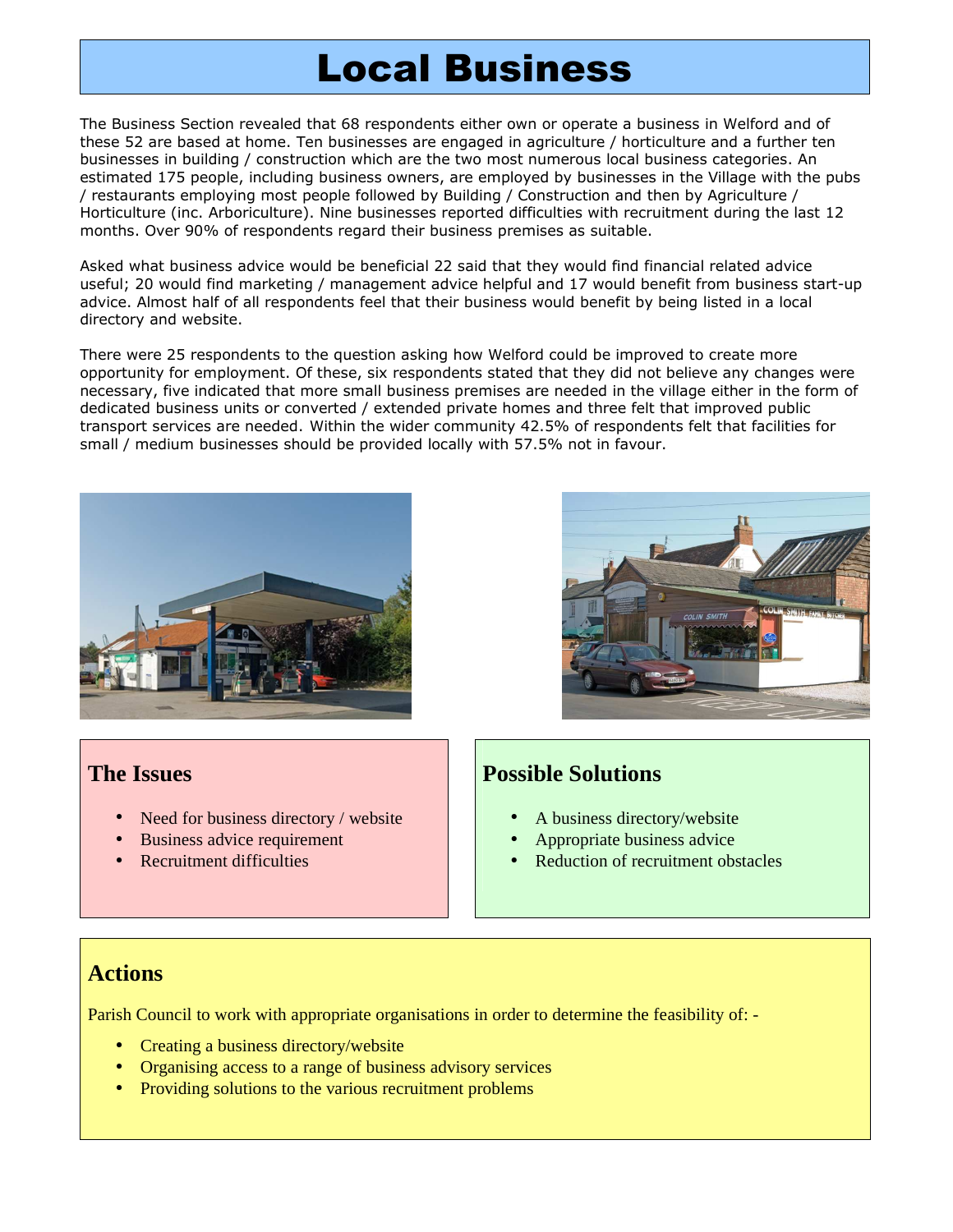# Local Business

The Business Section revealed that 68 respondents either own or operate a business in Welford and of these 52 are based at home. Ten businesses are engaged in agriculture / horticulture and a further ten businesses in building / construction which are the two most numerous local business categories. An estimated 175 people, including business owners, are employed by businesses in the Village with the pubs / restaurants employing most people followed by Building / Construction and then by Agriculture / Horticulture (inc. Arboriculture). Nine businesses reported difficulties with recruitment during the last 12 months. Over 90% of respondents regard their business premises as suitable.

Asked what business advice would be beneficial 22 said that they would find financial related advice useful; 20 would find marketing / management advice helpful and 17 would benefit from business start-up advice. Almost half of all respondents feel that their business would benefit by being listed in a local directory and website.

There were 25 respondents to the question asking how Welford could be improved to create more opportunity for employment. Of these, six respondents stated that they did not believe any changes were necessary, five indicated that more small business premises are needed in the village either in the form of dedicated business units or converted / extended private homes and three felt that improved public transport services are needed. Within the wider community 42.5% of respondents felt that facilities for small / medium businesses should be provided locally with 57.5% not in favour.

## The Issues

- Need for business directory / website
- Business advice requirement
- Recruitment difficulties

## Possible Solutions

- A business directory/website
- Appropriate business advice
- Reduction of recruitment obstacles

## Actions

Parish Council to work with appropriate organisations in order to determine the feasibility of: -

- Creating a business directory/website
- Organising access to a range of business advisory services
- Providing solutions to the various recruitment problems